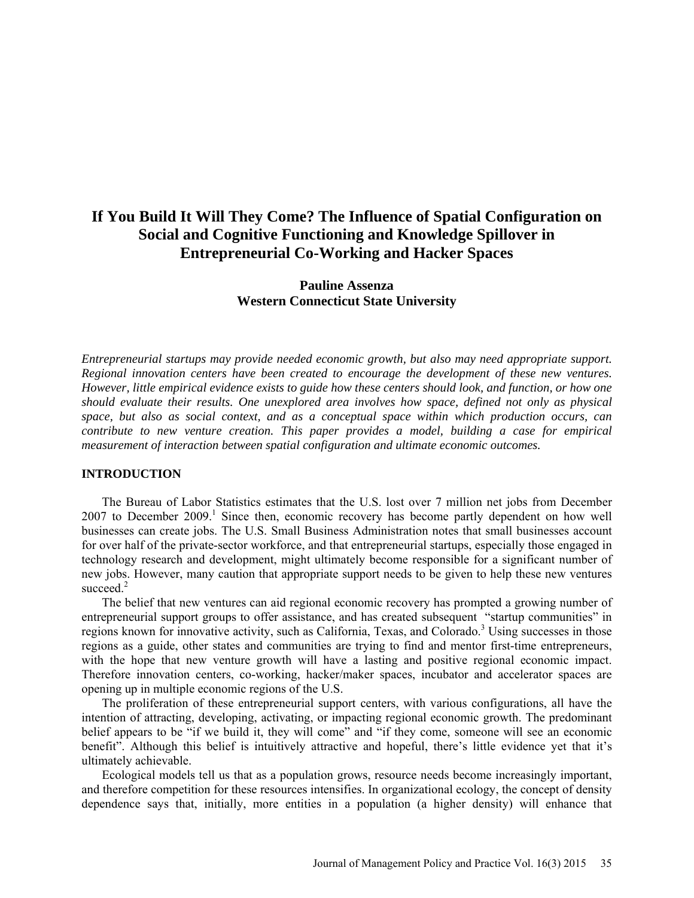# If You Build It Will They Come? The Influence of Spatial Configuration on Social and Cognitive Functioning and Knowledge Spillover in Entrepreneurial Co-Working and Hacker Spaces

**Pauline Assenza**
**Western Connecticut State University**

*Entrepreneurial startups may provide needed economic growth, but also may need appropriate support. Regional innovation centers have been created to encourage the development of these new ventures. However, little empirical evidence exists to guide how these centers should look, and function, or how one should evaluate their results. One unexplored area involves how space, defined not only as physical space, but also as social context, and as a conceptual space within which production occurs, can contribute to new venture creation. This paper provides a model, building a case for empirical measurement of interaction between spatial configuration and ultimate economic outcomes.*

## INTRODUCTION

The Bureau of Labor Statistics estimates that the U.S. lost over 7 million net jobs from December 2007 to December 2009.[1] Since then, economic recovery has become partly dependent on how well businesses can create jobs. The U.S. Small Business Administration notes that small businesses account for over half of the private-sector workforce, and that entrepreneurial startups, especially those engaged in technology research and development, might ultimately become responsible for a significant number of new jobs. However, many caution that appropriate support needs to be given to help these new ventures succeed.[2]

The belief that new ventures can aid regional economic recovery has prompted a growing number of entrepreneurial support groups to offer assistance, and has created subsequent "startup communities" in regions known for innovative activity, such as California, Texas, and Colorado.[3] Using successes in those regions as a guide, other states and communities are trying to find and mentor first-time entrepreneurs, with the hope that new venture growth will have a lasting and positive regional economic impact. Therefore innovation centers, co-working, hacker/maker spaces, incubator and accelerator spaces are opening up in multiple economic regions of the U.S.

The proliferation of these entrepreneurial support centers, with various configurations, all have the intention of attracting, developing, activating, or impacting regional economic growth. The predominant belief appears to be "if we build it, they will come" and "if they come, someone will see an economic benefit". Although this belief is intuitively attractive and hopeful, there's little evidence yet that it's ultimately achievable.

Ecological models tell us that as a population grows, resource needs become increasingly important, and therefore competition for these resources intensifies. In organizational ecology, the concept of density dependence says that, initially, more entities in a population (a higher density) will enhance that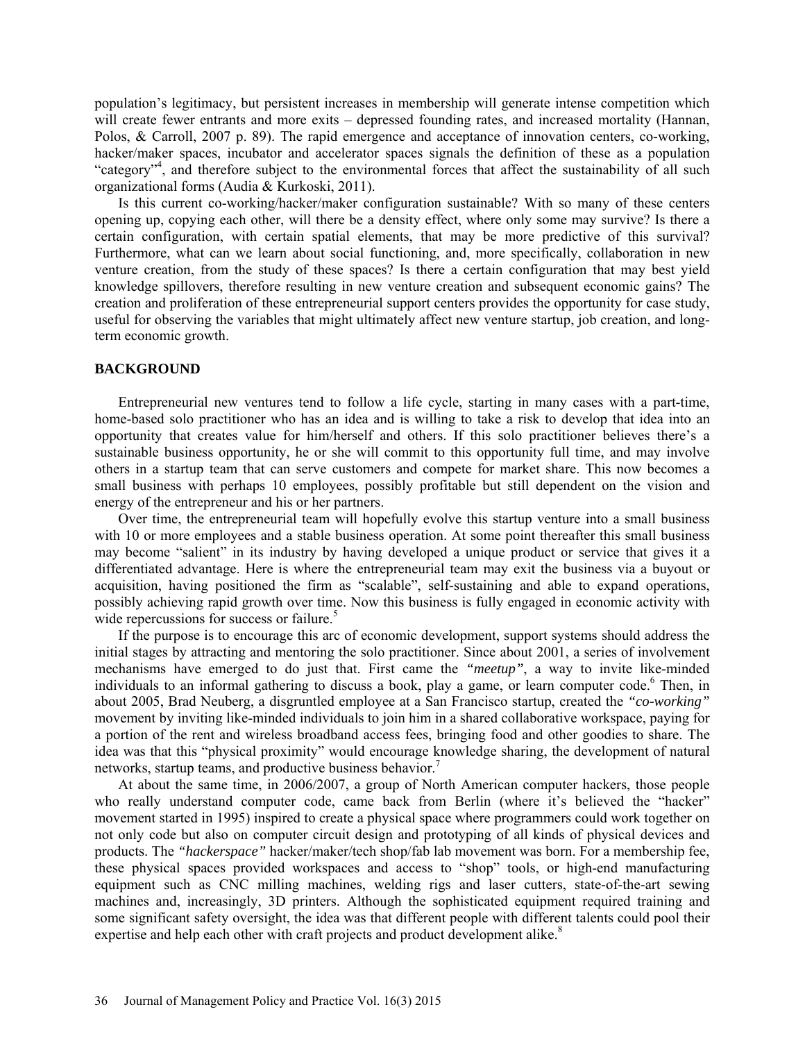population's legitimacy, but persistent increases in membership will generate intense competition which will create fewer entrants and more exits – depressed founding rates, and increased mortality (Hannan, Polos, & Carroll, 2007 p. 89). The rapid emergence and acceptance of innovation centers, co-working, hacker/maker spaces, incubator and accelerator spaces signals the definition of these as a population "category"[4], and therefore subject to the environmental forces that affect the sustainability of all such organizational forms (Audia & Kurkoski, 2011).

Is this current co-working/hacker/maker configuration sustainable? With so many of these centers opening up, copying each other, will there be a density effect, where only some may survive? Is there a certain configuration, with certain spatial elements, that may be more predictive of this survival? Furthermore, what can we learn about social functioning, and, more specifically, collaboration in new venture creation, from the study of these spaces? Is there a certain configuration that may best yield knowledge spillovers, therefore resulting in new venture creation and subsequent economic gains? The creation and proliferation of these entrepreneurial support centers provides the opportunity for case study, useful for observing the variables that might ultimately affect new venture startup, job creation, and long-term economic growth.

## BACKGROUND

Entrepreneurial new ventures tend to follow a life cycle, starting in many cases with a part-time, home-based solo practitioner who has an idea and is willing to take a risk to develop that idea into an opportunity that creates value for him/herself and others. If this solo practitioner believes there's a sustainable business opportunity, he or she will commit to this opportunity full time, and may involve others in a startup team that can serve customers and compete for market share. This now becomes a small business with perhaps 10 employees, possibly profitable but still dependent on the vision and energy of the entrepreneur and his or her partners.

Over time, the entrepreneurial team will hopefully evolve this startup venture into a small business with 10 or more employees and a stable business operation. At some point thereafter this small business may become "salient" in its industry by having developed a unique product or service that gives it a differentiated advantage. Here is where the entrepreneurial team may exit the business via a buyout or acquisition, having positioned the firm as "scalable", self-sustaining and able to expand operations, possibly achieving rapid growth over time. Now this business is fully engaged in economic activity with wide repercussions for success or failure.[5]

If the purpose is to encourage this arc of economic development, support systems should address the initial stages by attracting and mentoring the solo practitioner. Since about 2001, a series of involvement mechanisms have emerged to do just that. First came the *"meetup"*, a way to invite like-minded individuals to an informal gathering to discuss a book, play a game, or learn computer code.[6] Then, in about 2005, Brad Neuberg, a disgruntled employee at a San Francisco startup, created the *"co-working"* movement by inviting like-minded individuals to join him in a shared collaborative workspace, paying for a portion of the rent and wireless broadband access fees, bringing food and other goodies to share. The idea was that this "physical proximity" would encourage knowledge sharing, the development of natural networks, startup teams, and productive business behavior.[7]

At about the same time, in 2006/2007, a group of North American computer hackers, those people who really understand computer code, came back from Berlin (where it's believed the "hacker" movement started in 1995) inspired to create a physical space where programmers could work together on not only code but also on computer circuit design and prototyping of all kinds of physical devices and products. The *"hackerspace"* hacker/maker/tech shop/fab lab movement was born. For a membership fee, these physical spaces provided workspaces and access to "shop" tools, or high-end manufacturing equipment such as CNC milling machines, welding rigs and laser cutters, state-of-the-art sewing machines and, increasingly, 3D printers. Although the sophisticated equipment required training and some significant safety oversight, the idea was that different people with different talents could pool their expertise and help each other with craft projects and product development alike.[8]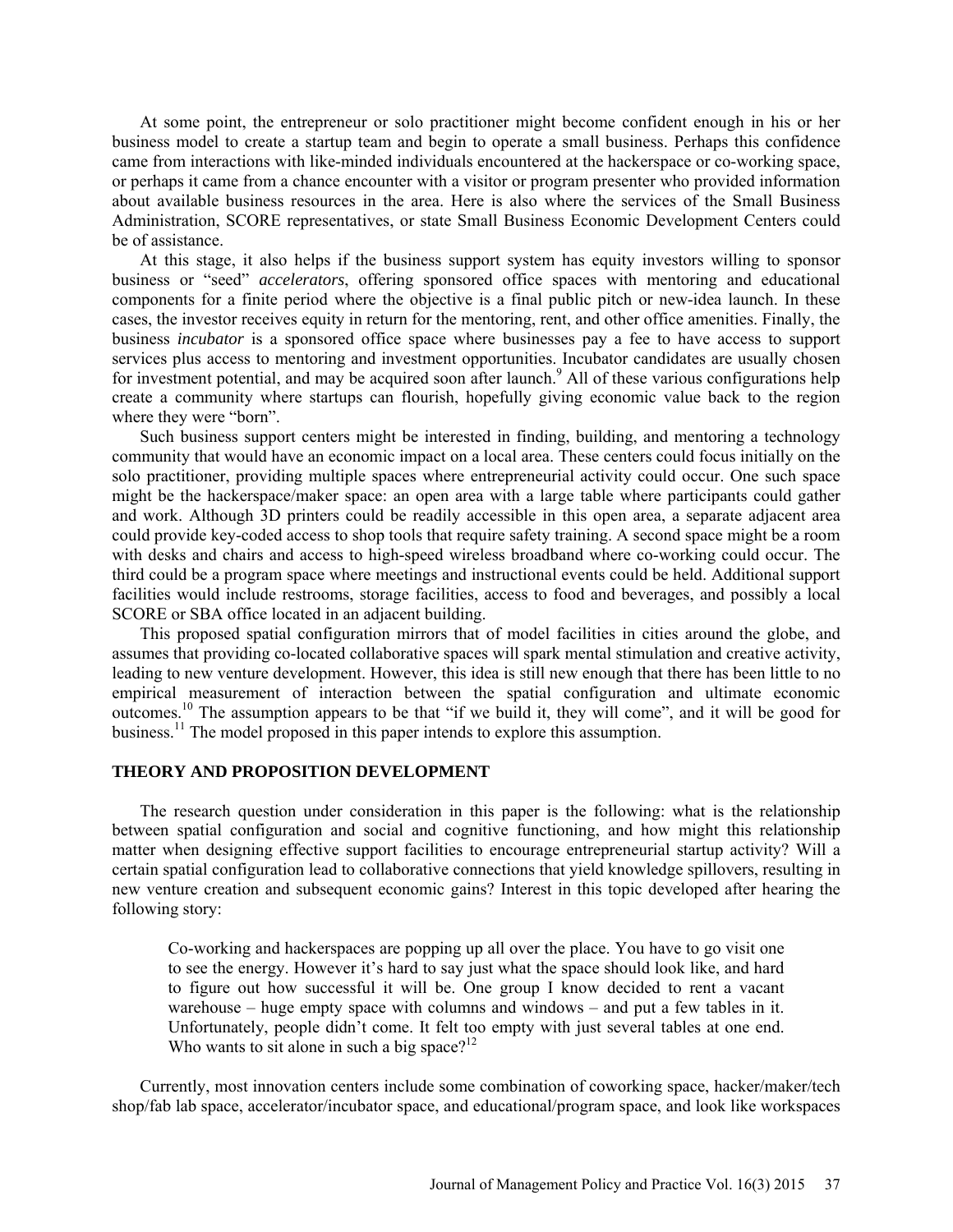At some point, the entrepreneur or solo practitioner might become confident enough in his or her business model to create a startup team and begin to operate a small business. Perhaps this confidence came from interactions with like-minded individuals encountered at the hackerspace or co-working space, or perhaps it came from a chance encounter with a visitor or program presenter who provided information about available business resources in the area. Here is also where the services of the Small Business Administration, SCORE representatives, or state Small Business Economic Development Centers could be of assistance.

At this stage, it also helps if the business support system has equity investors willing to sponsor business or "seed" *accelerators*, offering sponsored office spaces with mentoring and educational components for a finite period where the objective is a final public pitch or new-idea launch. In these cases, the investor receives equity in return for the mentoring, rent, and other office amenities. Finally, the business *incubator* is a sponsored office space where businesses pay a fee to have access to support services plus access to mentoring and investment opportunities. Incubator candidates are usually chosen for investment potential, and may be acquired soon after launch.[9] All of these various configurations help create a community where startups can flourish, hopefully giving economic value back to the region where they were "born".

Such business support centers might be interested in finding, building, and mentoring a technology community that would have an economic impact on a local area. These centers could focus initially on the solo practitioner, providing multiple spaces where entrepreneurial activity could occur. One such space might be the hackerspace/maker space: an open area with a large table where participants could gather and work. Although 3D printers could be readily accessible in this open area, a separate adjacent area could provide key-coded access to shop tools that require safety training. A second space might be a room with desks and chairs and access to high-speed wireless broadband where co-working could occur. The third could be a program space where meetings and instructional events could be held. Additional support facilities would include restrooms, storage facilities, access to food and beverages, and possibly a local SCORE or SBA office located in an adjacent building.

This proposed spatial configuration mirrors that of model facilities in cities around the globe, and assumes that providing co-located collaborative spaces will spark mental stimulation and creative activity, leading to new venture development. However, this idea is still new enough that there has been little to no empirical measurement of interaction between the spatial configuration and ultimate economic outcomes.[10] The assumption appears to be that "if we build it, they will come", and it will be good for business.[11] The model proposed in this paper intends to explore this assumption.

## THEORY AND PROPOSITION DEVELOPMENT

The research question under consideration in this paper is the following: what is the relationship between spatial configuration and social and cognitive functioning, and how might this relationship matter when designing effective support facilities to encourage entrepreneurial startup activity? Will a certain spatial configuration lead to collaborative connections that yield knowledge spillovers, resulting in new venture creation and subsequent economic gains? Interest in this topic developed after hearing the following story:

> Co-working and hackerspaces are popping up all over the place. You have to go visit one to see the energy. However it's hard to say just what the space should look like, and hard to figure out how successful it will be. One group I know decided to rent a vacant warehouse – huge empty space with columns and windows – and put a few tables in it. Unfortunately, people didn't come. It felt too empty with just several tables at one end. Who wants to sit alone in such a big space?[12]

Currently, most innovation centers include some combination of coworking space, hacker/maker/tech shop/fab lab space, accelerator/incubator space, and educational/program space, and look like workspaces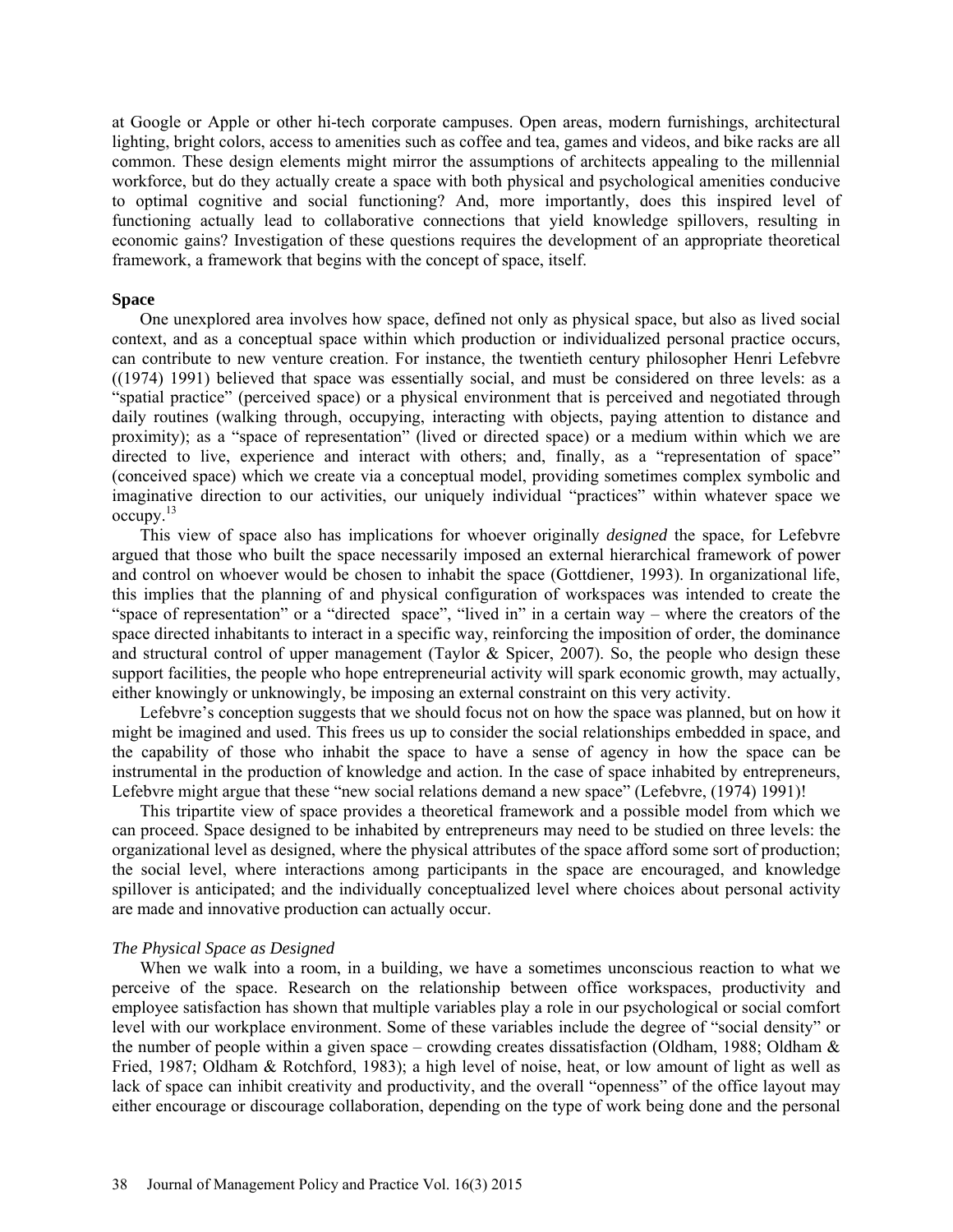at Google or Apple or other hi-tech corporate campuses. Open areas, modern furnishings, architectural lighting, bright colors, access to amenities such as coffee and tea, games and videos, and bike racks are all common. These design elements might mirror the assumptions of architects appealing to the millennial workforce, but do they actually create a space with both physical and psychological amenities conducive to optimal cognitive and social functioning? And, more importantly, does this inspired level of functioning actually lead to collaborative connections that yield knowledge spillovers, resulting in economic gains? Investigation of these questions requires the development of an appropriate theoretical framework, a framework that begins with the concept of space, itself.

## Space

One unexplored area involves how space, defined not only as physical space, but also as lived social context, and as a conceptual space within which production or individualized personal practice occurs, can contribute to new venture creation. For instance, the twentieth century philosopher Henri Lefebvre ((1974) 1991) believed that space was essentially social, and must be considered on three levels: as a "spatial practice" (perceived space) or a physical environment that is perceived and negotiated through daily routines (walking through, occupying, interacting with objects, paying attention to distance and proximity); as a "space of representation" (lived or directed space) or a medium within which we are directed to live, experience and interact with others; and, finally, as a "representation of space" (conceived space) which we create via a conceptual model, providing sometimes complex symbolic and imaginative direction to our activities, our uniquely individual "practices" within whatever space we occupy.[13]

This view of space also has implications for whoever originally *designed* the space, for Lefebvre argued that those who built the space necessarily imposed an external hierarchical framework of power and control on whoever would be chosen to inhabit the space (Gottdiener, 1993). In organizational life, this implies that the planning of and physical configuration of workspaces was intended to create the "space of representation" or a "directed space", "lived in" in a certain way – where the creators of the space directed inhabitants to interact in a specific way, reinforcing the imposition of order, the dominance and structural control of upper management (Taylor & Spicer, 2007). So, the people who design these support facilities, the people who hope entrepreneurial activity will spark economic growth, may actually, either knowingly or unknowingly, be imposing an external constraint on this very activity.

Lefebvre's conception suggests that we should focus not on how the space was planned, but on how it might be imagined and used. This frees us up to consider the social relationships embedded in space, and the capability of those who inhabit the space to have a sense of agency in how the space can be instrumental in the production of knowledge and action. In the case of space inhabited by entrepreneurs, Lefebvre might argue that these "new social relations demand a new space" (Lefebvre, (1974) 1991)!

This tripartite view of space provides a theoretical framework and a possible model from which we can proceed. Space designed to be inhabited by entrepreneurs may need to be studied on three levels: the organizational level as designed, where the physical attributes of the space afford some sort of production; the social level, where interactions among participants in the space are encouraged, and knowledge spillover is anticipated; and the individually conceptualized level where choices about personal activity are made and innovative production can actually occur.

### *The Physical Space as Designed*

When we walk into a room, in a building, we have a sometimes unconscious reaction to what we perceive of the space. Research on the relationship between office workspaces, productivity and employee satisfaction has shown that multiple variables play a role in our psychological or social comfort level with our workplace environment. Some of these variables include the degree of "social density" or the number of people within a given space – crowding creates dissatisfaction (Oldham, 1988; Oldham & Fried, 1987; Oldham & Rotchford, 1983); a high level of noise, heat, or low amount of light as well as lack of space can inhibit creativity and productivity, and the overall "openness" of the office layout may either encourage or discourage collaboration, depending on the type of work being done and the personal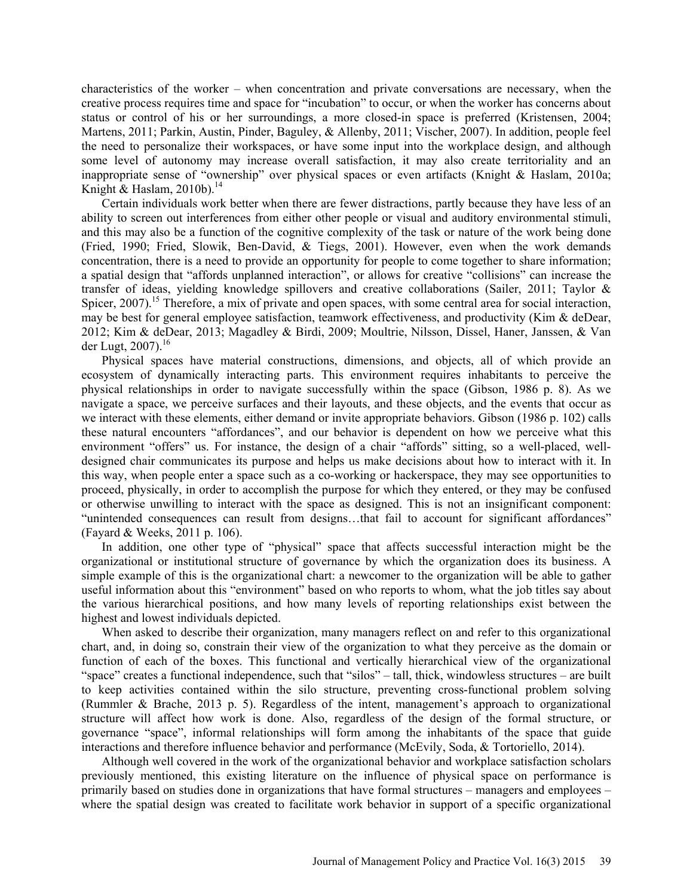characteristics of the worker – when concentration and private conversations are necessary, when the creative process requires time and space for "incubation" to occur, or when the worker has concerns about status or control of his or her surroundings, a more closed-in space is preferred (Kristensen, 2004; Martens, 2011; Parkin, Austin, Pinder, Baguley, & Allenby, 2011; Vischer, 2007). In addition, people feel the need to personalize their workspaces, or have some input into the workplace design, and although some level of autonomy may increase overall satisfaction, it may also create territoriality and an inappropriate sense of "ownership" over physical spaces or even artifacts (Knight & Haslam, 2010a; Knight & Haslam, 2010b).[14]

Certain individuals work better when there are fewer distractions, partly because they have less of an ability to screen out interferences from either other people or visual and auditory environmental stimuli, and this may also be a function of the cognitive complexity of the task or nature of the work being done (Fried, 1990; Fried, Slowik, Ben-David, & Tiegs, 2001). However, even when the work demands concentration, there is a need to provide an opportunity for people to come together to share information; a spatial design that "affords unplanned interaction", or allows for creative "collisions" can increase the transfer of ideas, yielding knowledge spillovers and creative collaborations (Sailer, 2011; Taylor & Spicer, 2007).[15] Therefore, a mix of private and open spaces, with some central area for social interaction, may be best for general employee satisfaction, teamwork effectiveness, and productivity (Kim & deDear, 2012; Kim & deDear, 2013; Magadley & Birdi, 2009; Moultrie, Nilsson, Dissel, Haner, Janssen, & Van der Lugt, 2007).[16]

Physical spaces have material constructions, dimensions, and objects, all of which provide an ecosystem of dynamically interacting parts. This environment requires inhabitants to perceive the physical relationships in order to navigate successfully within the space (Gibson, 1986 p. 8). As we navigate a space, we perceive surfaces and their layouts, and these objects, and the events that occur as we interact with these elements, either demand or invite appropriate behaviors. Gibson (1986 p. 102) calls these natural encounters "affordances", and our behavior is dependent on how we perceive what this environment "offers" us. For instance, the design of a chair "affords" sitting, so a well-placed, well-designed chair communicates its purpose and helps us make decisions about how to interact with it. In this way, when people enter a space such as a co-working or hackerspace, they may see opportunities to proceed, physically, in order to accomplish the purpose for which they entered, or they may be confused or otherwise unwilling to interact with the space as designed. This is not an insignificant component: "unintended consequences can result from designs…that fail to account for significant affordances" (Fayard & Weeks, 2011 p. 106).

In addition, one other type of "physical" space that affects successful interaction might be the organizational or institutional structure of governance by which the organization does its business. A simple example of this is the organizational chart: a newcomer to the organization will be able to gather useful information about this "environment" based on who reports to whom, what the job titles say about the various hierarchical positions, and how many levels of reporting relationships exist between the highest and lowest individuals depicted.

When asked to describe their organization, many managers reflect on and refer to this organizational chart, and, in doing so, constrain their view of the organization to what they perceive as the domain or function of each of the boxes. This functional and vertically hierarchical view of the organizational "space" creates a functional independence, such that "silos" – tall, thick, windowless structures – are built to keep activities contained within the silo structure, preventing cross-functional problem solving (Rummler & Brache, 2013 p. 5). Regardless of the intent, management's approach to organizational structure will affect how work is done. Also, regardless of the design of the formal structure, or governance "space", informal relationships will form among the inhabitants of the space that guide interactions and therefore influence behavior and performance (McEvily, Soda, & Tortoriello, 2014).

Although well covered in the work of the organizational behavior and workplace satisfaction scholars previously mentioned, this existing literature on the influence of physical space on performance is primarily based on studies done in organizations that have formal structures – managers and employees – where the spatial design was created to facilitate work behavior in support of a specific organizational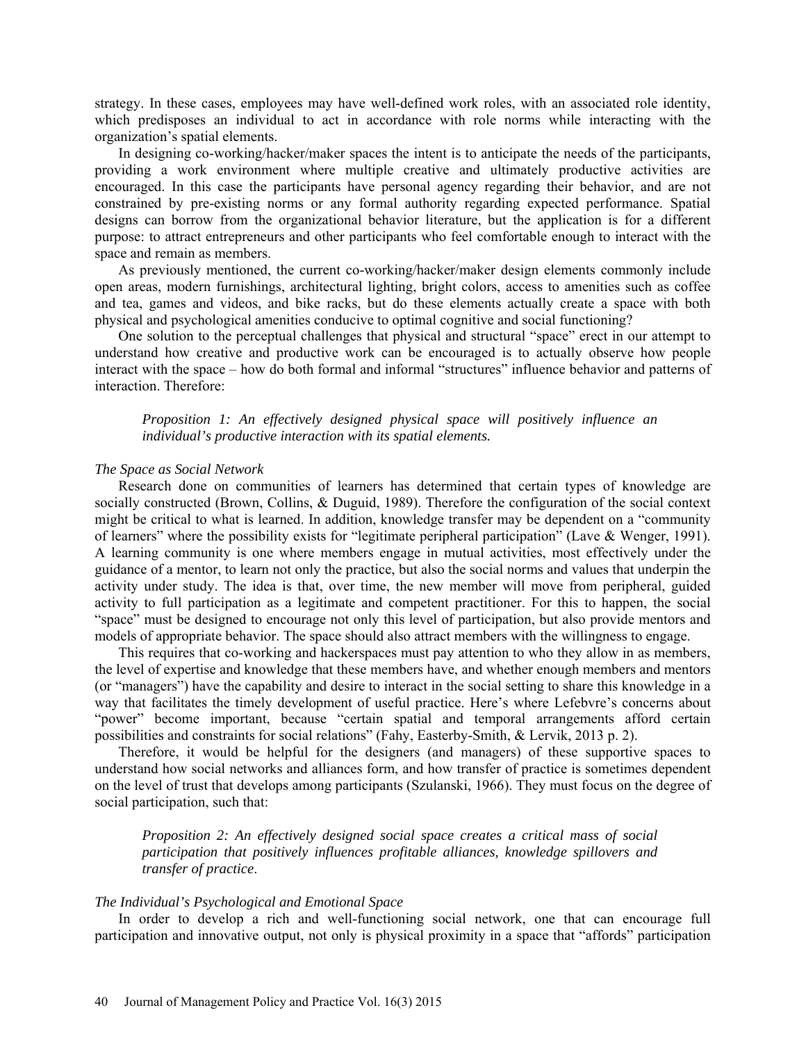strategy. In these cases, employees may have well-defined work roles, with an associated role identity, which predisposes an individual to act in accordance with role norms while interacting with the organization's spatial elements.

In designing co-working/hacker/maker spaces the intent is to anticipate the needs of the participants, providing a work environment where multiple creative and ultimately productive activities are encouraged. In this case the participants have personal agency regarding their behavior, and are not constrained by pre-existing norms or any formal authority regarding expected performance. Spatial designs can borrow from the organizational behavior literature, but the application is for a different purpose: to attract entrepreneurs and other participants who feel comfortable enough to interact with the space and remain as members.

As previously mentioned, the current co-working/hacker/maker design elements commonly include open areas, modern furnishings, architectural lighting, bright colors, access to amenities such as coffee and tea, games and videos, and bike racks, but do these elements actually create a space with both physical and psychological amenities conducive to optimal cognitive and social functioning?

One solution to the perceptual challenges that physical and structural "space" erect in our attempt to understand how creative and productive work can be encouraged is to actually observe how people interact with the space – how do both formal and informal "structures" influence behavior and patterns of interaction. Therefore:

> *Proposition 1: An effectively designed physical space will positively influence an individual's productive interaction with its spatial elements.*

*The Space as Social Network*

Research done on communities of learners has determined that certain types of knowledge are socially constructed (Brown, Collins, & Duguid, 1989). Therefore the configuration of the social context might be critical to what is learned. In addition, knowledge transfer may be dependent on a "community of learners" where the possibility exists for "legitimate peripheral participation" (Lave & Wenger, 1991). A learning community is one where members engage in mutual activities, most effectively under the guidance of a mentor, to learn not only the practice, but also the social norms and values that underpin the activity under study. The idea is that, over time, the new member will move from peripheral, guided activity to full participation as a legitimate and competent practitioner. For this to happen, the social "space" must be designed to encourage not only this level of participation, but also provide mentors and models of appropriate behavior. The space should also attract members with the willingness to engage.

This requires that co-working and hackerspaces must pay attention to who they allow in as members, the level of expertise and knowledge that these members have, and whether enough members and mentors (or "managers") have the capability and desire to interact in the social setting to share this knowledge in a way that facilitates the timely development of useful practice. Here's where Lefebvre's concerns about "power" become important, because "certain spatial and temporal arrangements afford certain possibilities and constraints for social relations" (Fahy, Easterby-Smith, & Lervik, 2013 p. 2).

Therefore, it would be helpful for the designers (and managers) of these supportive spaces to understand how social networks and alliances form, and how transfer of practice is sometimes dependent on the level of trust that develops among participants (Szulanski, 1966). They must focus on the degree of social participation, such that:

> *Proposition 2: An effectively designed social space creates a critical mass of social participation that positively influences profitable alliances, knowledge spillovers and transfer of practice*.

*The Individual's Psychological and Emotional Space*

In order to develop a rich and well-functioning social network, one that can encourage full participation and innovative output, not only is physical proximity in a space that "affords" participation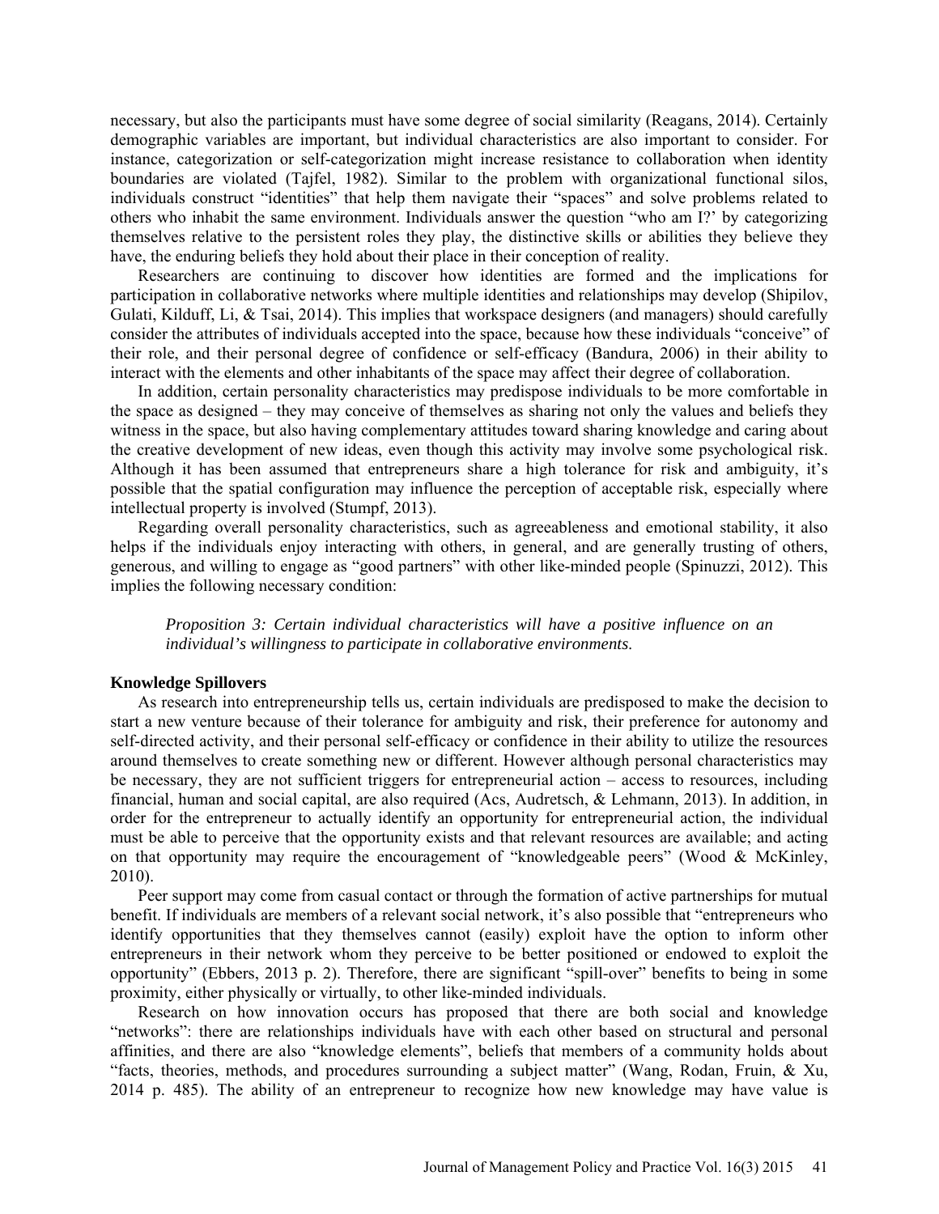necessary, but also the participants must have some degree of social similarity (Reagans, 2014). Certainly demographic variables are important, but individual characteristics are also important to consider. For instance, categorization or self-categorization might increase resistance to collaboration when identity boundaries are violated (Tajfel, 1982). Similar to the problem with organizational functional silos, individuals construct "identities" that help them navigate their "spaces" and solve problems related to others who inhabit the same environment. Individuals answer the question "who am I?' by categorizing themselves relative to the persistent roles they play, the distinctive skills or abilities they believe they have, the enduring beliefs they hold about their place in their conception of reality.

Researchers are continuing to discover how identities are formed and the implications for participation in collaborative networks where multiple identities and relationships may develop (Shipilov, Gulati, Kilduff, Li, & Tsai, 2014). This implies that workspace designers (and managers) should carefully consider the attributes of individuals accepted into the space, because how these individuals "conceive" of their role, and their personal degree of confidence or self-efficacy (Bandura, 2006) in their ability to interact with the elements and other inhabitants of the space may affect their degree of collaboration.

In addition, certain personality characteristics may predispose individuals to be more comfortable in the space as designed – they may conceive of themselves as sharing not only the values and beliefs they witness in the space, but also having complementary attitudes toward sharing knowledge and caring about the creative development of new ideas, even though this activity may involve some psychological risk. Although it has been assumed that entrepreneurs share a high tolerance for risk and ambiguity, it's possible that the spatial configuration may influence the perception of acceptable risk, especially where intellectual property is involved (Stumpf, 2013).

Regarding overall personality characteristics, such as agreeableness and emotional stability, it also helps if the individuals enjoy interacting with others, in general, and are generally trusting of others, generous, and willing to engage as "good partners" with other like-minded people (Spinuzzi, 2012). This implies the following necessary condition:

> *Proposition 3: Certain individual characteristics will have a positive influence on an individual's willingness to participate in collaborative environments.*

**Knowledge Spillovers**

As research into entrepreneurship tells us, certain individuals are predisposed to make the decision to start a new venture because of their tolerance for ambiguity and risk, their preference for autonomy and self-directed activity, and their personal self-efficacy or confidence in their ability to utilize the resources around themselves to create something new or different. However although personal characteristics may be necessary, they are not sufficient triggers for entrepreneurial action – access to resources, including financial, human and social capital, are also required (Acs, Audretsch, & Lehmann, 2013). In addition, in order for the entrepreneur to actually identify an opportunity for entrepreneurial action, the individual must be able to perceive that the opportunity exists and that relevant resources are available; and acting on that opportunity may require the encouragement of "knowledgeable peers" (Wood & McKinley, 2010).

Peer support may come from casual contact or through the formation of active partnerships for mutual benefit. If individuals are members of a relevant social network, it's also possible that "entrepreneurs who identify opportunities that they themselves cannot (easily) exploit have the option to inform other entrepreneurs in their network whom they perceive to be better positioned or endowed to exploit the opportunity" (Ebbers, 2013 p. 2). Therefore, there are significant "spill-over" benefits to being in some proximity, either physically or virtually, to other like-minded individuals.

Research on how innovation occurs has proposed that there are both social and knowledge "networks": there are relationships individuals have with each other based on structural and personal affinities, and there are also "knowledge elements", beliefs that members of a community holds about "facts, theories, methods, and procedures surrounding a subject matter" (Wang, Rodan, Fruin, & Xu, 2014 p. 485). The ability of an entrepreneur to recognize how new knowledge may have value is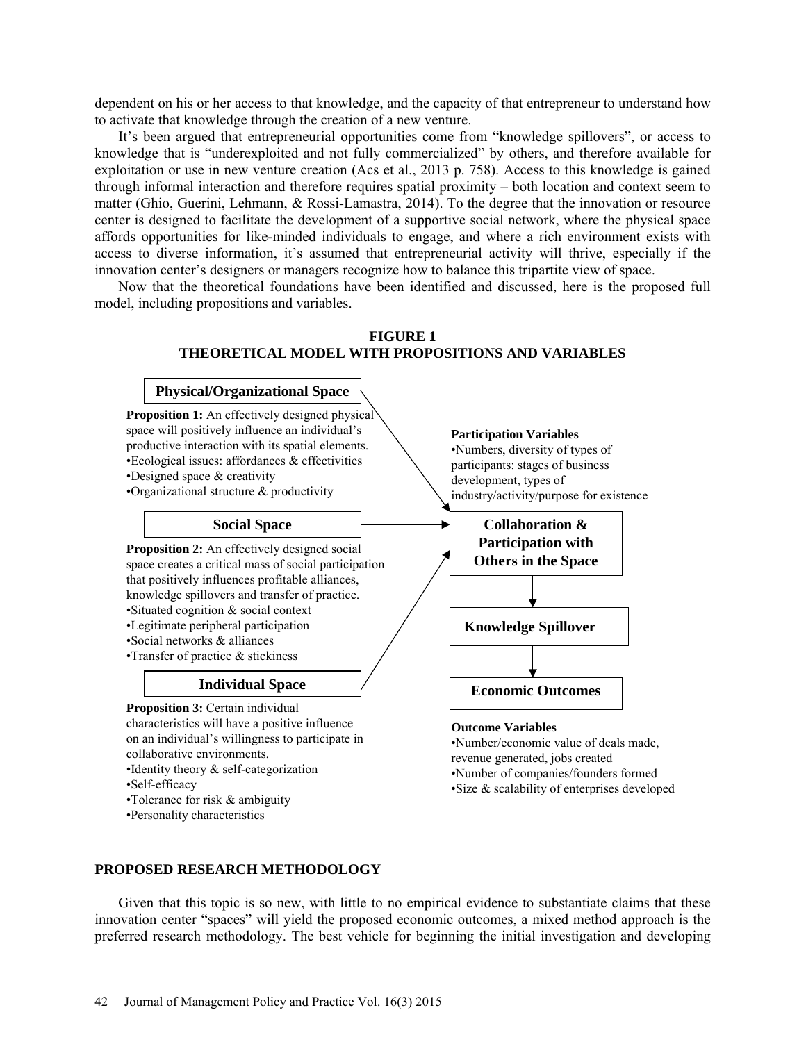dependent on his or her access to that knowledge, and the capacity of that entrepreneur to understand how to activate that knowledge through the creation of a new venture.

It's been argued that entrepreneurial opportunities come from "knowledge spillovers", or access to knowledge that is "underexploited and not fully commercialized" by others, and therefore available for exploitation or use in new venture creation (Acs et al., 2013 p. 758). Access to this knowledge is gained through informal interaction and therefore requires spatial proximity – both location and context seem to matter (Ghio, Guerini, Lehmann, & Rossi-Lamastra, 2014). To the degree that the innovation or resource center is designed to facilitate the development of a supportive social network, where the physical space affords opportunities for like-minded individuals to engage, and where a rich environment exists with access to diverse information, it's assumed that entrepreneurial activity will thrive, especially if the innovation center's designers or managers recognize how to balance this tripartite view of space.

Now that the theoretical foundations have been identified and discussed, here is the proposed full model, including propositions and variables.

**FIGURE 1**
**THEORETICAL MODEL WITH PROPOSITIONS AND VARIABLES**

**Physical/Organizational Space**

**Proposition 1:** An effectively designed physical space will positively influence an individual's productive interaction with its spatial elements.
- Ecological issues: affordances & effectivities
- Designed space & creativity
- Organizational structure & productivity

**Social Space**

**Proposition 2:** An effectively designed social space creates a critical mass of social participation that positively influences profitable alliances, knowledge spillovers and transfer of practice.
- Situated cognition & social context
- Legitimate peripheral participation
- Social networks & alliances
- Transfer of practice & stickiness

**Individual Space**

**Proposition 3:** Certain individual characteristics will have a positive influence on an individual's willingness to participate in collaborative environments.
- Identity theory & self-categorization
- Self-efficacy
- Tolerance for risk & ambiguity
- Personality characteristics

**Participation Variables**
- Numbers, diversity of types of participants: stages of business development, types of industry/activity/purpose for existence

**Collaboration & Participation with Others in the Space**

**Knowledge Spillover**

**Economic Outcomes**

**Outcome Variables**
- Number/economic value of deals made, revenue generated, jobs created
- Number of companies/founders formed
- Size & scalability of enterprises developed

## PROPOSED RESEARCH METHODOLOGY

Given that this topic is so new, with little to no empirical evidence to substantiate claims that these innovation center "spaces" will yield the proposed economic outcomes, a mixed method approach is the preferred research methodology. The best vehicle for beginning the initial investigation and developing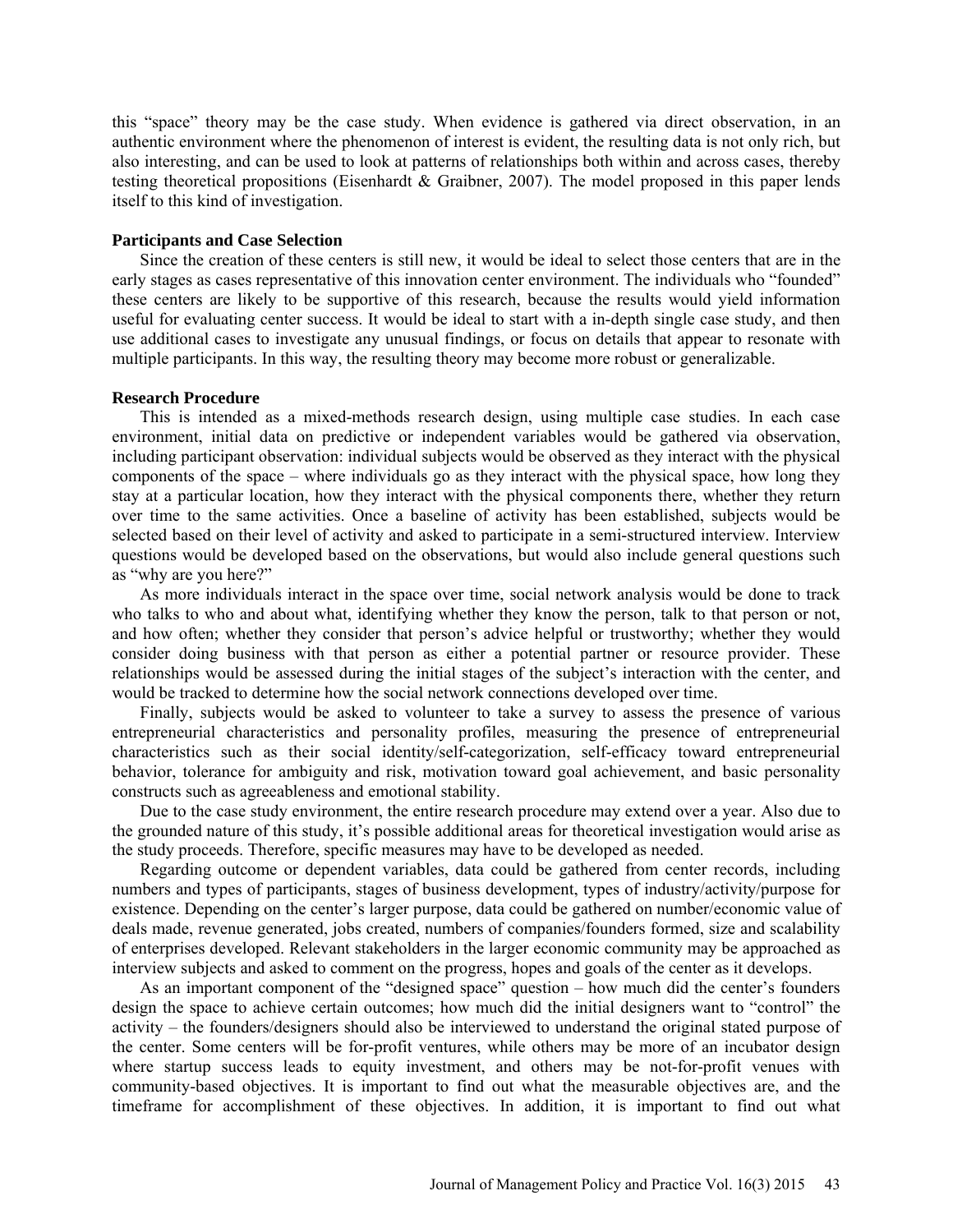this "space" theory may be the case study. When evidence is gathered via direct observation, in an authentic environment where the phenomenon of interest is evident, the resulting data is not only rich, but also interesting, and can be used to look at patterns of relationships both within and across cases, thereby testing theoretical propositions (Eisenhardt & Graibner, 2007). The model proposed in this paper lends itself to this kind of investigation.

### Participants and Case Selection

Since the creation of these centers is still new, it would be ideal to select those centers that are in the early stages as cases representative of this innovation center environment. The individuals who "founded" these centers are likely to be supportive of this research, because the results would yield information useful for evaluating center success. It would be ideal to start with a in-depth single case study, and then use additional cases to investigate any unusual findings, or focus on details that appear to resonate with multiple participants. In this way, the resulting theory may become more robust or generalizable.

### Research Procedure

This is intended as a mixed-methods research design, using multiple case studies. In each case environment, initial data on predictive or independent variables would be gathered via observation, including participant observation: individual subjects would be observed as they interact with the physical components of the space – where individuals go as they interact with the physical space, how long they stay at a particular location, how they interact with the physical components there, whether they return over time to the same activities. Once a baseline of activity has been established, subjects would be selected based on their level of activity and asked to participate in a semi-structured interview. Interview questions would be developed based on the observations, but would also include general questions such as "why are you here?"

As more individuals interact in the space over time, social network analysis would be done to track who talks to who and about what, identifying whether they know the person, talk to that person or not, and how often; whether they consider that person's advice helpful or trustworthy; whether they would consider doing business with that person as either a potential partner or resource provider. These relationships would be assessed during the initial stages of the subject's interaction with the center, and would be tracked to determine how the social network connections developed over time.

Finally, subjects would be asked to volunteer to take a survey to assess the presence of various entrepreneurial characteristics and personality profiles, measuring the presence of entrepreneurial characteristics such as their social identity/self-categorization, self-efficacy toward entrepreneurial behavior, tolerance for ambiguity and risk, motivation toward goal achievement, and basic personality constructs such as agreeableness and emotional stability.

Due to the case study environment, the entire research procedure may extend over a year. Also due to the grounded nature of this study, it's possible additional areas for theoretical investigation would arise as the study proceeds. Therefore, specific measures may have to be developed as needed.

Regarding outcome or dependent variables, data could be gathered from center records, including numbers and types of participants, stages of business development, types of industry/activity/purpose for existence. Depending on the center's larger purpose, data could be gathered on number/economic value of deals made, revenue generated, jobs created, numbers of companies/founders formed, size and scalability of enterprises developed. Relevant stakeholders in the larger economic community may be approached as interview subjects and asked to comment on the progress, hopes and goals of the center as it develops.

As an important component of the "designed space" question – how much did the center's founders design the space to achieve certain outcomes; how much did the initial designers want to "control" the activity – the founders/designers should also be interviewed to understand the original stated purpose of the center. Some centers will be for-profit ventures, while others may be more of an incubator design where startup success leads to equity investment, and others may be not-for-profit venues with community-based objectives. It is important to find out what the measurable objectives are, and the timeframe for accomplishment of these objectives. In addition, it is important to find out what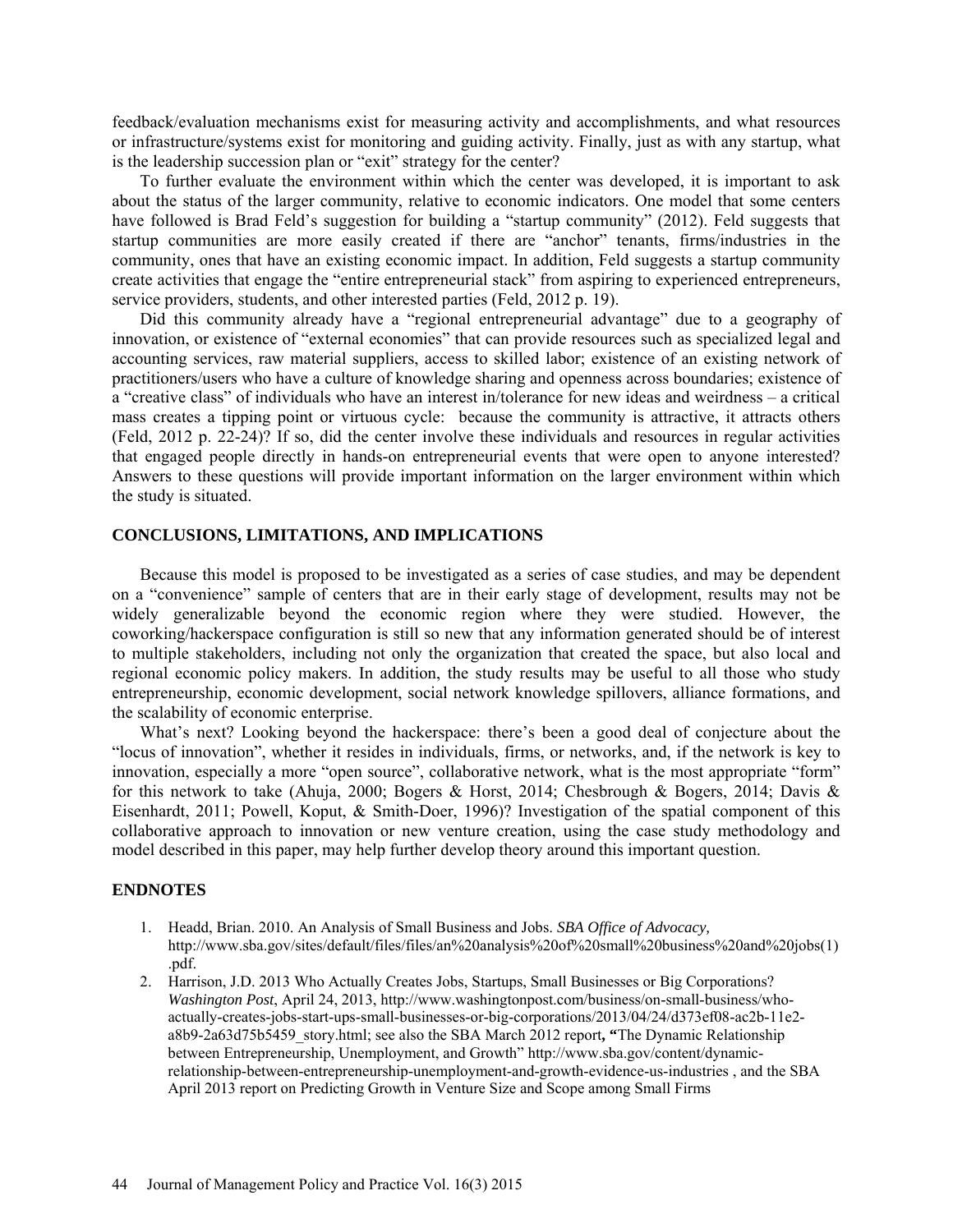feedback/evaluation mechanisms exist for measuring activity and accomplishments, and what resources or infrastructure/systems exist for monitoring and guiding activity. Finally, just as with any startup, what is the leadership succession plan or "exit" strategy for the center?

To further evaluate the environment within which the center was developed, it is important to ask about the status of the larger community, relative to economic indicators. One model that some centers have followed is Brad Feld's suggestion for building a "startup community" (2012). Feld suggests that startup communities are more easily created if there are "anchor" tenants, firms/industries in the community, ones that have an existing economic impact. In addition, Feld suggests a startup community create activities that engage the "entire entrepreneurial stack" from aspiring to experienced entrepreneurs, service providers, students, and other interested parties (Feld, 2012 p. 19).

Did this community already have a "regional entrepreneurial advantage" due to a geography of innovation, or existence of "external economies" that can provide resources such as specialized legal and accounting services, raw material suppliers, access to skilled labor; existence of an existing network of practitioners/users who have a culture of knowledge sharing and openness across boundaries; existence of a "creative class" of individuals who have an interest in/tolerance for new ideas and weirdness – a critical mass creates a tipping point or virtuous cycle: because the community is attractive, it attracts others (Feld, 2012 p. 22-24)? If so, did the center involve these individuals and resources in regular activities that engaged people directly in hands-on entrepreneurial events that were open to anyone interested? Answers to these questions will provide important information on the larger environment within which the study is situated.

## CONCLUSIONS, LIMITATIONS, AND IMPLICATIONS

Because this model is proposed to be investigated as a series of case studies, and may be dependent on a "convenience" sample of centers that are in their early stage of development, results may not be widely generalizable beyond the economic region where they were studied. However, the coworking/hackerspace configuration is still so new that any information generated should be of interest to multiple stakeholders, including not only the organization that created the space, but also local and regional economic policy makers. In addition, the study results may be useful to all those who study entrepreneurship, economic development, social network knowledge spillovers, alliance formations, and the scalability of economic enterprise.

What's next? Looking beyond the hackerspace: there's been a good deal of conjecture about the "locus of innovation", whether it resides in individuals, firms, or networks, and, if the network is key to innovation, especially a more "open source", collaborative network, what is the most appropriate "form" for this network to take (Ahuja, 2000; Bogers & Horst, 2014; Chesbrough & Bogers, 2014; Davis & Eisenhardt, 2011; Powell, Koput, & Smith-Doer, 1996)? Investigation of the spatial component of this collaborative approach to innovation or new venture creation, using the case study methodology and model described in this paper, may help further develop theory around this important question.

## ENDNOTES

1. Headd, Brian. 2010. An Analysis of Small Business and Jobs. *SBA Office of Advocacy,* http://www.sba.gov/sites/default/files/files/an%20analysis%20of%20small%20business%20and%20jobs(1).pdf.
2. Harrison, J.D. 2013 Who Actually Creates Jobs, Startups, Small Businesses or Big Corporations? *Washington Post*, April 24, 2013, http://www.washingtonpost.com/business/on-small-business/who-actually-creates-jobs-start-ups-small-businesses-or-big-corporations/2013/04/24/d373ef08-ac2b-11e2-a8b9-2a63d75b5459_story.html; see also the SBA March 2012 report**, "**The Dynamic Relationship between Entrepreneurship, Unemployment, and Growth" http://www.sba.gov/content/dynamic-relationship-between-entrepreneurship-unemployment-and-growth-evidence-us-industries , and the SBA April 2013 report on Predicting Growth in Venture Size and Scope among Small Firms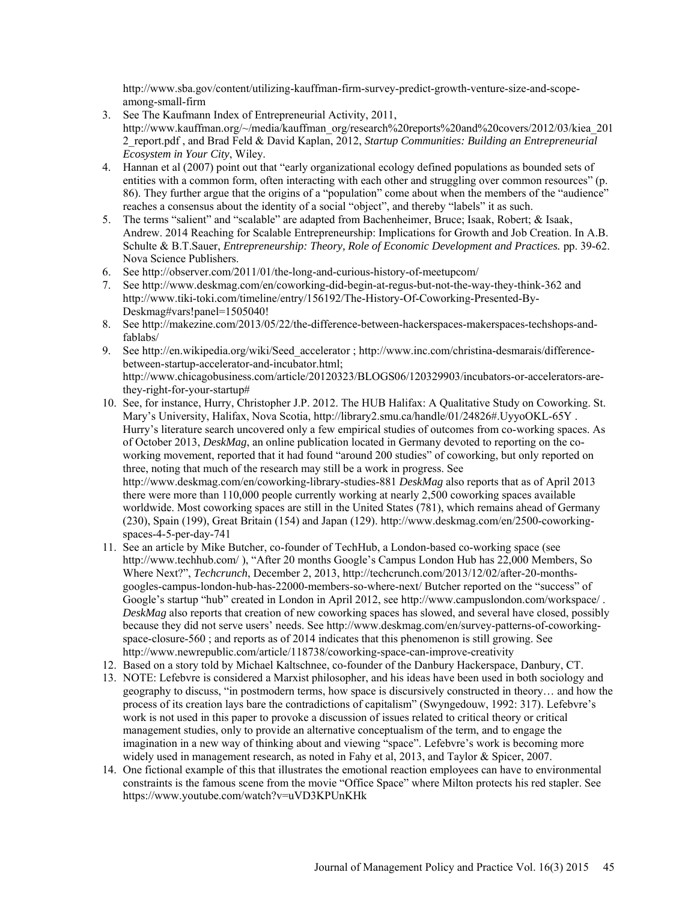http://www.sba.gov/content/utilizing-kauffman-firm-survey-predict-growth-venture-size-and-scope-among-small-firm

3. See The Kaufmann Index of Entrepreneurial Activity, 2011, http://www.kauffman.org/~/media/kauffman_org/research%20reports%20and%20covers/2012/03/kiea_2012_report.pdf , and Brad Feld & David Kaplan, 2012, *Startup Communities: Building an Entrepreneurial Ecosystem in Your City*, Wiley.
4. Hannan et al (2007) point out that "early organizational ecology defined populations as bounded sets of entities with a common form, often interacting with each other and struggling over common resources" (p. 86). They further argue that the origins of a "population" come about when the members of the "audience" reaches a consensus about the identity of a social "object", and thereby "labels" it as such.
5. The terms "salient" and "scalable" are adapted from Bachenheimer, Bruce; Isaak, Robert; & Isaak, Andrew. 2014 Reaching for Scalable Entrepreneurship: Implications for Growth and Job Creation. In A.B. Schulte & B.T.Sauer, *Entrepreneurship: Theory, Role of Economic Development and Practices.* pp. 39-62. Nova Science Publishers.
6. See http://observer.com/2011/01/the-long-and-curious-history-of-meetupcom/
7. See http://www.deskmag.com/en/coworking-did-begin-at-regus-but-not-the-way-they-think-362 and http://www.tiki-toki.com/timeline/entry/156192/The-History-Of-Coworking-Presented-By-Deskmag#vars!panel=1505040!
8. See http://makezine.com/2013/05/22/the-difference-between-hackerspaces-makerspaces-techshops-and-fablabs/
9. See http://en.wikipedia.org/wiki/Seed_accelerator ; http://www.inc.com/christina-desmarais/difference-between-startup-accelerator-and-incubator.html; http://www.chicagobusiness.com/article/20120323/BLOGS06/120329903/incubators-or-accelerators-are-they-right-for-your-startup#
10. See, for instance, Hurry, Christopher J.P. 2012. The HUB Halifax: A Qualitative Study on Coworking. St. Mary's University, Halifax, Nova Scotia, http://library2.smu.ca/handle/01/24826#.UyyoOKL-65Y . Hurry's literature search uncovered only a few empirical studies of outcomes from co-working spaces. As of October 2013, *DeskMag*, an online publication located in Germany devoted to reporting on the co-working movement, reported that it had found "around 200 studies" of coworking, but only reported on three, noting that much of the research may still be a work in progress. See http://www.deskmag.com/en/coworking-library-studies-881 *DeskMag* also reports that as of April 2013 there were more than 110,000 people currently working at nearly 2,500 coworking spaces available worldwide. Most coworking spaces are still in the United States (781), which remains ahead of Germany (230), Spain (199), Great Britain (154) and Japan (129). http://www.deskmag.com/en/2500-coworking-spaces-4-5-per-day-741
11. See an article by Mike Butcher, co-founder of TechHub, a London-based co-working space (see http://www.techhub.com/ ), "After 20 months Google's Campus London Hub has 22,000 Members, So Where Next?", *Techcrunch*, December 2, 2013, http://techcrunch.com/2013/12/02/after-20-months-googles-campus-london-hub-has-22000-members-so-where-next/ Butcher reported on the "success" of Google's startup "hub" created in London in April 2012, see http://www.campuslondon.com/workspace/ . *DeskMag* also reports that creation of new coworking spaces has slowed, and several have closed, possibly because they did not serve users' needs. See http://www.deskmag.com/en/survey-patterns-of-coworking-space-closure-560 ; and reports as of 2014 indicates that this phenomenon is still growing. See http://www.newrepublic.com/article/118738/coworking-space-can-improve-creativity
12. Based on a story told by Michael Kaltschnee, co-founder of the Danbury Hackerspace, Danbury, CT.
13. NOTE: Lefebvre is considered a Marxist philosopher, and his ideas have been used in both sociology and geography to discuss, "in postmodern terms, how space is discursively constructed in theory… and how the process of its creation lays bare the contradictions of capitalism" (Swyngedouw, 1992: 317). Lefebvre's work is not used in this paper to provoke a discussion of issues related to critical theory or critical management studies, only to provide an alternative conceptualism of the term, and to engage the imagination in a new way of thinking about and viewing "space". Lefebvre's work is becoming more widely used in management research, as noted in Fahy et al, 2013, and Taylor & Spicer, 2007.
14. One fictional example of this that illustrates the emotional reaction employees can have to environmental constraints is the famous scene from the movie "Office Space" where Milton protects his red stapler. See https://www.youtube.com/watch?v=uVD3KPUnKHk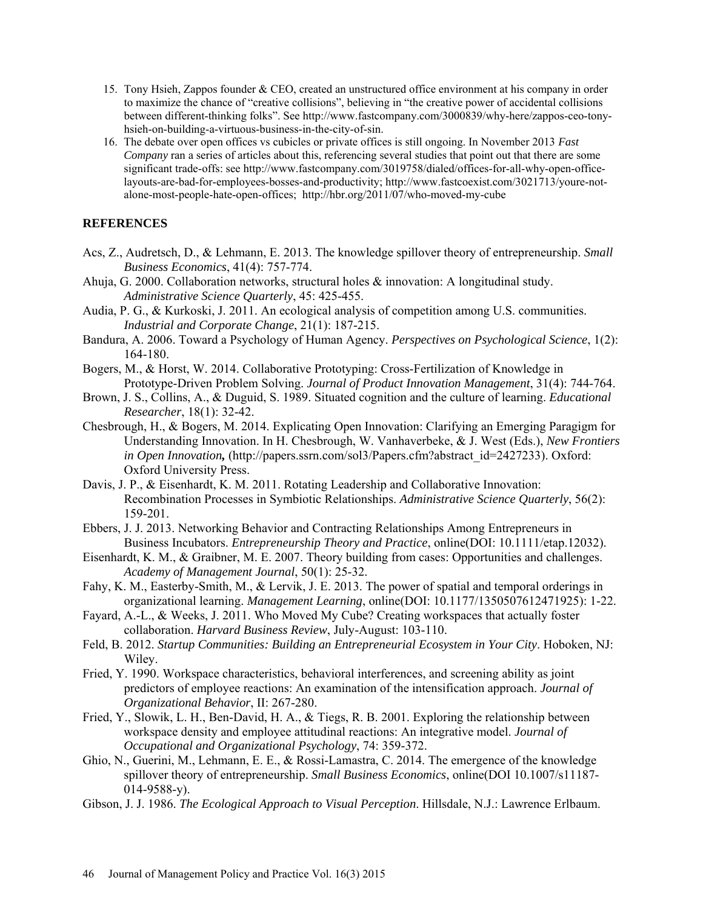15. Tony Hsieh, Zappos founder & CEO, created an unstructured office environment at his company in order to maximize the chance of "creative collisions", believing in "the creative power of accidental collisions between different-thinking folks". See http://www.fastcompany.com/3000839/why-here/zappos-ceo-tony-hsieh-on-building-a-virtuous-business-in-the-city-of-sin.
16. The debate over open offices vs cubicles or private offices is still ongoing. In November 2013 *Fast Company* ran a series of articles about this, referencing several studies that point out that there are some significant trade-offs: see http://www.fastcompany.com/3019758/dialed/offices-for-all-why-open-office-layouts-are-bad-for-employees-bosses-and-productivity; http://www.fastcoexist.com/3021713/youre-not-alone-most-people-hate-open-offices; http://hbr.org/2011/07/who-moved-my-cube

## REFERENCES

Acs, Z., Audretsch, D., & Lehmann, E. 2013. The knowledge spillover theory of entrepreneurship. *Small Business Economics*, 41(4): 757-774.

Ahuja, G. 2000. Collaboration networks, structural holes & innovation: A longitudinal study. *Administrative Science Quarterly*, 45: 425-455.

Audia, P. G., & Kurkoski, J. 2011. An ecological analysis of competition among U.S. communities. *Industrial and Corporate Change*, 21(1): 187-215.

Bandura, A. 2006. Toward a Psychology of Human Agency. *Perspectives on Psychological Science*, 1(2): 164-180.

Bogers, M., & Horst, W. 2014. Collaborative Prototyping: Cross-Fertilization of Knowledge in Prototype-Driven Problem Solving. *Journal of Product Innovation Management*, 31(4): 744-764.

Brown, J. S., Collins, A., & Duguid, S. 1989. Situated cognition and the culture of learning. *Educational Researcher*, 18(1): 32-42.

Chesbrough, H., & Bogers, M. 2014. Explicating Open Innovation: Clarifying an Emerging Paragigm for Understanding Innovation. In H. Chesbrough, W. Vanhaverbeke, & J. West (Eds.), *New Frontiers in Open Innovation,* (http://papers.ssrn.com/sol3/Papers.cfm?abstract_id=2427233). Oxford: Oxford University Press.

Davis, J. P., & Eisenhardt, K. M. 2011. Rotating Leadership and Collaborative Innovation: Recombination Processes in Symbiotic Relationships. *Administrative Science Quarterly*, 56(2): 159-201.

Ebbers, J. J. 2013. Networking Behavior and Contracting Relationships Among Entrepreneurs in Business Incubators. *Entrepreneurship Theory and Practice*, online(DOI: 10.1111/etap.12032).

Eisenhardt, K. M., & Graibner, M. E. 2007. Theory building from cases: Opportunities and challenges. *Academy of Management Journal*, 50(1): 25-32.

Fahy, K. M., Easterby-Smith, M., & Lervik, J. E. 2013. The power of spatial and temporal orderings in organizational learning. *Management Learning*, online(DOI: 10.1177/1350507612471925): 1-22.

Fayard, A.-L., & Weeks, J. 2011. Who Moved My Cube? Creating workspaces that actually foster collaboration. *Harvard Business Review*, July-August: 103-110.

Feld, B. 2012. *Startup Communities: Building an Entrepreneurial Ecosystem in Your City*. Hoboken, NJ: Wiley.

Fried, Y. 1990. Workspace characteristics, behavioral interferences, and screening ability as joint predictors of employee reactions: An examination of the intensification approach. *Journal of Organizational Behavior*, II: 267-280.

Fried, Y., Slowik, L. H., Ben-David, H. A., & Tiegs, R. B. 2001. Exploring the relationship between workspace density and employee attitudinal reactions: An integrative model. *Journal of Occupational and Organizational Psychology*, 74: 359-372.

Ghio, N., Guerini, M., Lehmann, E. E., & Rossi-Lamastra, C. 2014. The emergence of the knowledge spillover theory of entrepreneurship. *Small Business Economics*, online(DOI 10.1007/s11187-014-9588-y).

Gibson, J. J. 1986. *The Ecological Approach to Visual Perception*. Hillsdale, N.J.: Lawrence Erlbaum.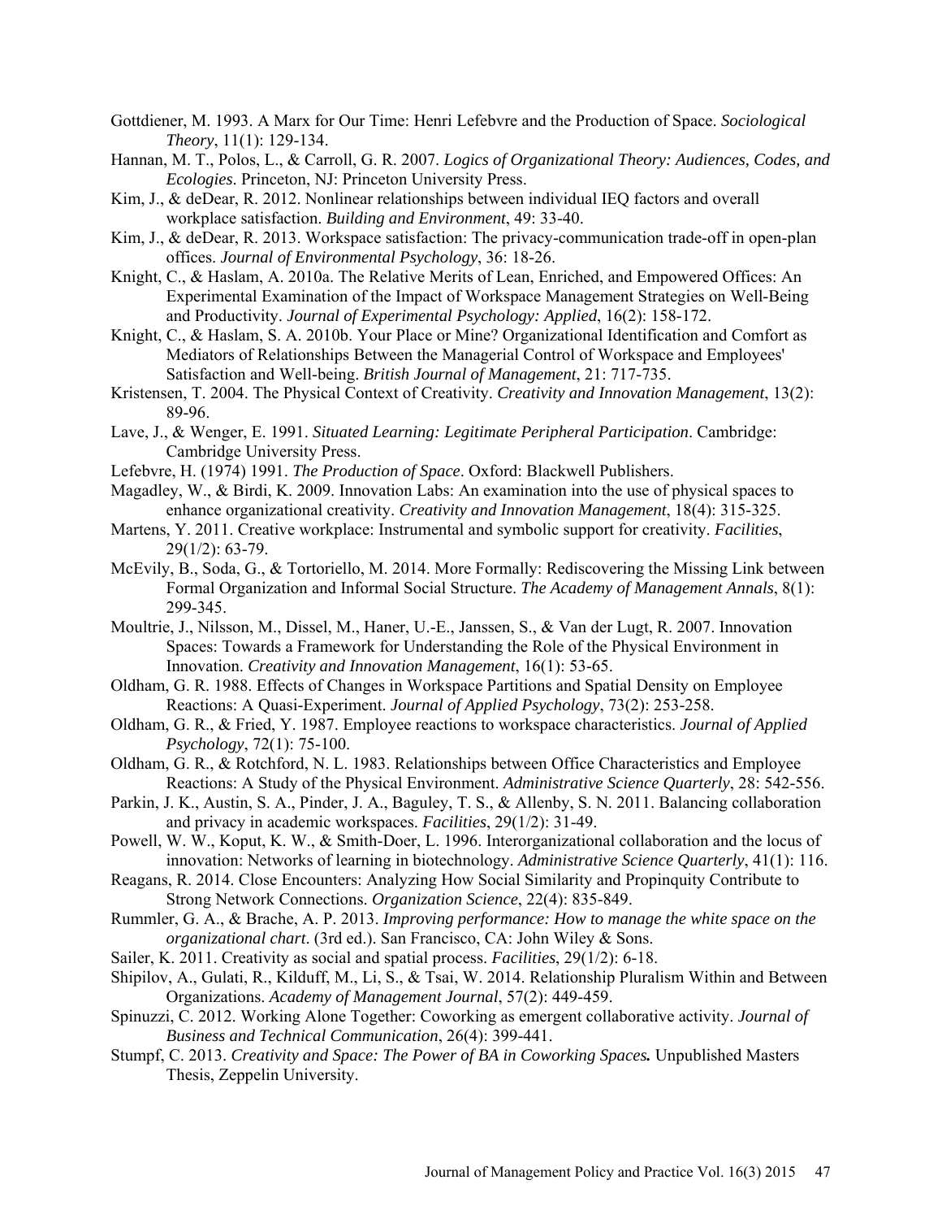Gottdiener, M. 1993. A Marx for Our Time: Henri Lefebvre and the Production of Space. *Sociological Theory*, 11(1): 129-134.

Hannan, M. T., Polos, L., & Carroll, G. R. 2007. *Logics of Organizational Theory: Audiences, Codes, and Ecologies*. Princeton, NJ: Princeton University Press.

Kim, J., & deDear, R. 2012. Nonlinear relationships between individual IEQ factors and overall workplace satisfaction. *Building and Environment*, 49: 33-40.

Kim, J., & deDear, R. 2013. Workspace satisfaction: The privacy-communication trade-off in open-plan offices. *Journal of Environmental Psychology*, 36: 18-26.

Knight, C., & Haslam, A. 2010a. The Relative Merits of Lean, Enriched, and Empowered Offices: An Experimental Examination of the Impact of Workspace Management Strategies on Well-Being and Productivity. *Journal of Experimental Psychology: Applied*, 16(2): 158-172.

Knight, C., & Haslam, S. A. 2010b. Your Place or Mine? Organizational Identification and Comfort as Mediators of Relationships Between the Managerial Control of Workspace and Employees' Satisfaction and Well-being. *British Journal of Management*, 21: 717-735.

Kristensen, T. 2004. The Physical Context of Creativity. *Creativity and Innovation Management*, 13(2): 89-96.

Lave, J., & Wenger, E. 1991. *Situated Learning: Legitimate Peripheral Participation*. Cambridge: Cambridge University Press.

Lefebvre, H. (1974) 1991. *The Production of Space*. Oxford: Blackwell Publishers.

Magadley, W., & Birdi, K. 2009. Innovation Labs: An examination into the use of physical spaces to enhance organizational creativity. *Creativity and Innovation Management*, 18(4): 315-325.

Martens, Y. 2011. Creative workplace: Instrumental and symbolic support for creativity. *Facilities*, 29(1/2): 63-79.

McEvily, B., Soda, G., & Tortoriello, M. 2014. More Formally: Rediscovering the Missing Link between Formal Organization and Informal Social Structure. *The Academy of Management Annals*, 8(1): 299-345.

Moultrie, J., Nilsson, M., Dissel, M., Haner, U.-E., Janssen, S., & Van der Lugt, R. 2007. Innovation Spaces: Towards a Framework for Understanding the Role of the Physical Environment in Innovation. *Creativity and Innovation Management*, 16(1): 53-65.

Oldham, G. R. 1988. Effects of Changes in Workspace Partitions and Spatial Density on Employee Reactions: A Quasi-Experiment. *Journal of Applied Psychology*, 73(2): 253-258.

Oldham, G. R., & Fried, Y. 1987. Employee reactions to workspace characteristics. *Journal of Applied Psychology*, 72(1): 75-100.

Oldham, G. R., & Rotchford, N. L. 1983. Relationships between Office Characteristics and Employee Reactions: A Study of the Physical Environment. *Administrative Science Quarterly*, 28: 542-556.

Parkin, J. K., Austin, S. A., Pinder, J. A., Baguley, T. S., & Allenby, S. N. 2011. Balancing collaboration and privacy in academic workspaces. *Facilities*, 29(1/2): 31-49.

Powell, W. W., Koput, K. W., & Smith-Doer, L. 1996. Interorganizational collaboration and the locus of innovation: Networks of learning in biotechnology. *Administrative Science Quarterly*, 41(1): 116.

Reagans, R. 2014. Close Encounters: Analyzing How Social Similarity and Propinquity Contribute to Strong Network Connections. *Organization Science*, 22(4): 835-849.

Rummler, G. A., & Brache, A. P. 2013. *Improving performance: How to manage the white space on the organizational chart*. (3rd ed.). San Francisco, CA: John Wiley & Sons.

Sailer, K. 2011. Creativity as social and spatial process. *Facilities*, 29(1/2): 6-18.

Shipilov, A., Gulati, R., Kilduff, M., Li, S., & Tsai, W. 2014. Relationship Pluralism Within and Between Organizations. *Academy of Management Journal*, 57(2): 449-459.

Spinuzzi, C. 2012. Working Alone Together: Coworking as emergent collaborative activity. *Journal of Business and Technical Communication*, 26(4): 399-441.

Stumpf, C. 2013. ***Creativity and Space: The Power of BA in Coworking Spaces.*** Unpublished Masters Thesis, Zeppelin University.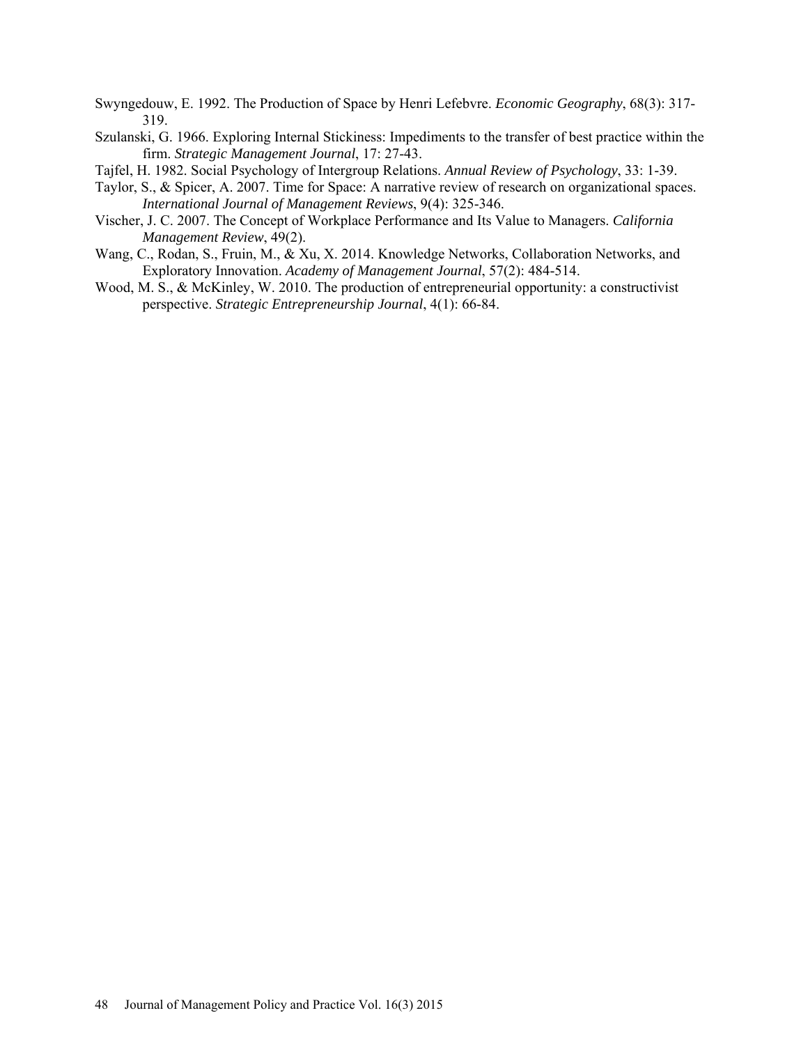Swyngedouw, E. 1992. The Production of Space by Henri Lefebvre. *Economic Geography*, 68(3): 317-319.

Szulanski, G. 1966. Exploring Internal Stickiness: Impediments to the transfer of best practice within the firm. *Strategic Management Journal*, 17: 27-43.

Tajfel, H. 1982. Social Psychology of Intergroup Relations. *Annual Review of Psychology*, 33: 1-39.

Taylor, S., & Spicer, A. 2007. Time for Space: A narrative review of research on organizational spaces. *International Journal of Management Reviews*, 9(4): 325-346.

Vischer, J. C. 2007. The Concept of Workplace Performance and Its Value to Managers. *California Management Review*, 49(2).

Wang, C., Rodan, S., Fruin, M., & Xu, X. 2014. Knowledge Networks, Collaboration Networks, and Exploratory Innovation. *Academy of Management Journal*, 57(2): 484-514.

Wood, M. S., & McKinley, W. 2010. The production of entrepreneurial opportunity: a constructivist perspective. *Strategic Entrepreneurship Journal*, 4(1): 66-84.